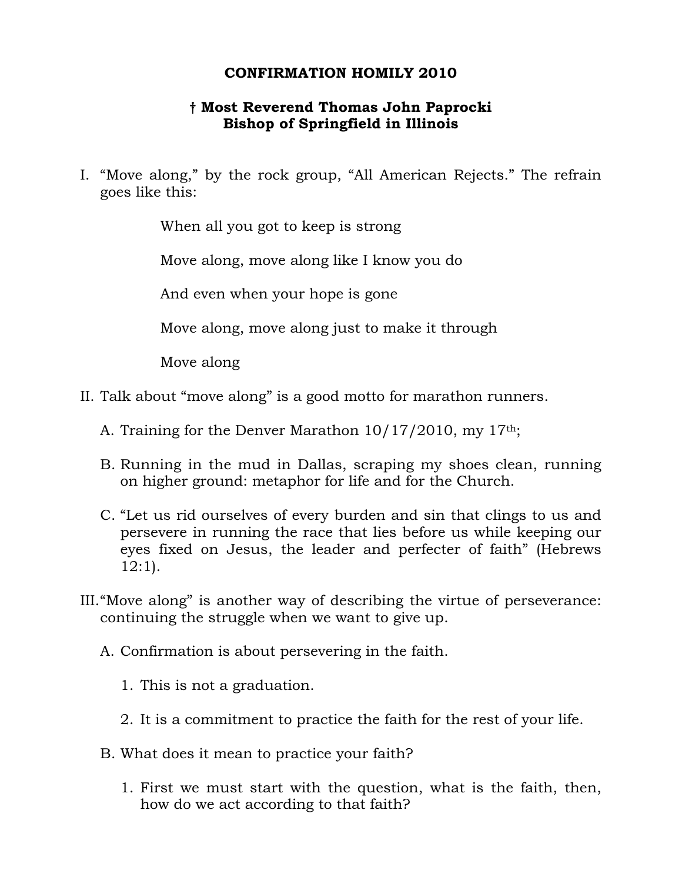**CONFIRMATION HOMILY 2010**

**† Most Reverend Thomas John Paprocki**
**Bishop of Springfield in Illinois**

I. "Move along," by the rock group, "All American Rejects." The refrain goes like this:

> When all you got to keep is strong
>
> Move along, move along like I know you do
>
> And even when your hope is gone
>
> Move along, move along just to make it through
>
> Move along

II. Talk about "move along" is a good motto for marathon runners.

   A. Training for the Denver Marathon 10/17/2010, my 17th;

   B. Running in the mud in Dallas, scraping my shoes clean, running on higher ground: metaphor for life and for the Church.

   C. "Let us rid ourselves of every burden and sin that clings to us and persevere in running the race that lies before us while keeping our eyes fixed on Jesus, the leader and perfecter of faith" (Hebrews 12:1).

III. "Move along" is another way of describing the virtue of perseverance: continuing the struggle when we want to give up.

   A. Confirmation is about persevering in the faith.

      1. This is not a graduation.

      2. It is a commitment to practice the faith for the rest of your life.

   B. What does it mean to practice your faith?

      1. First we must start with the question, what is the faith, then, how do we act according to that faith?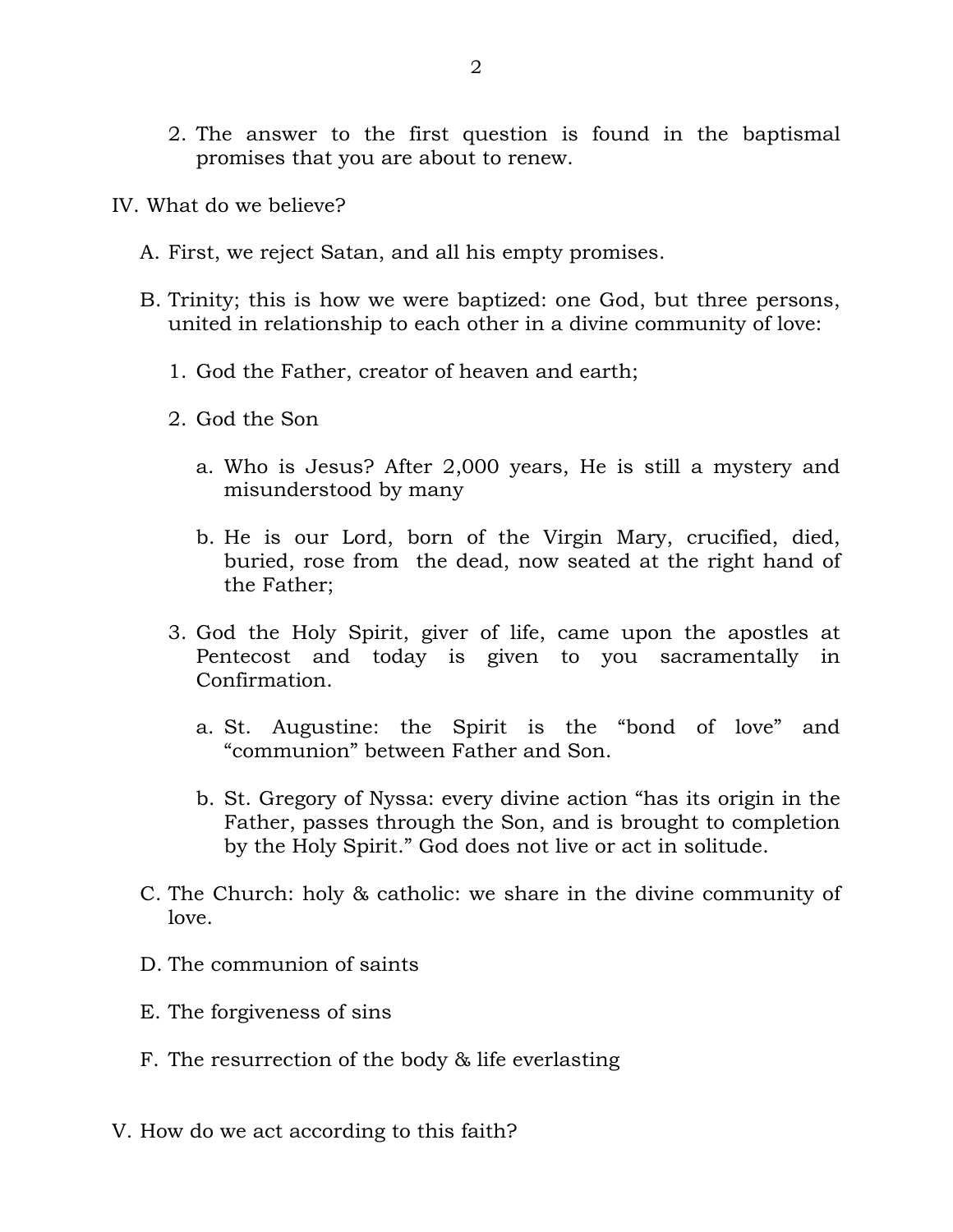2. The answer to the first question is found in the baptismal promises that you are about to renew.

IV. What do we believe?

A. First, we reject Satan, and all his empty promises.

B. Trinity; this is how we were baptized: one God, but three persons, united in relationship to each other in a divine community of love:

1. God the Father, creator of heaven and earth;

2. God the Son

a. Who is Jesus? After 2,000 years, He is still a mystery and misunderstood by many

b. He is our Lord, born of the Virgin Mary, crucified, died, buried, rose from the dead, now seated at the right hand of the Father;

3. God the Holy Spirit, giver of life, came upon the apostles at Pentecost and today is given to you sacramentally in Confirmation.

a. St. Augustine: the Spirit is the "bond of love" and "communion" between Father and Son.

b. St. Gregory of Nyssa: every divine action "has its origin in the Father, passes through the Son, and is brought to completion by the Holy Spirit." God does not live or act in solitude.

C. The Church: holy & catholic: we share in the divine community of love.

D. The communion of saints

E. The forgiveness of sins

F. The resurrection of the body & life everlasting

V. How do we act according to this faith?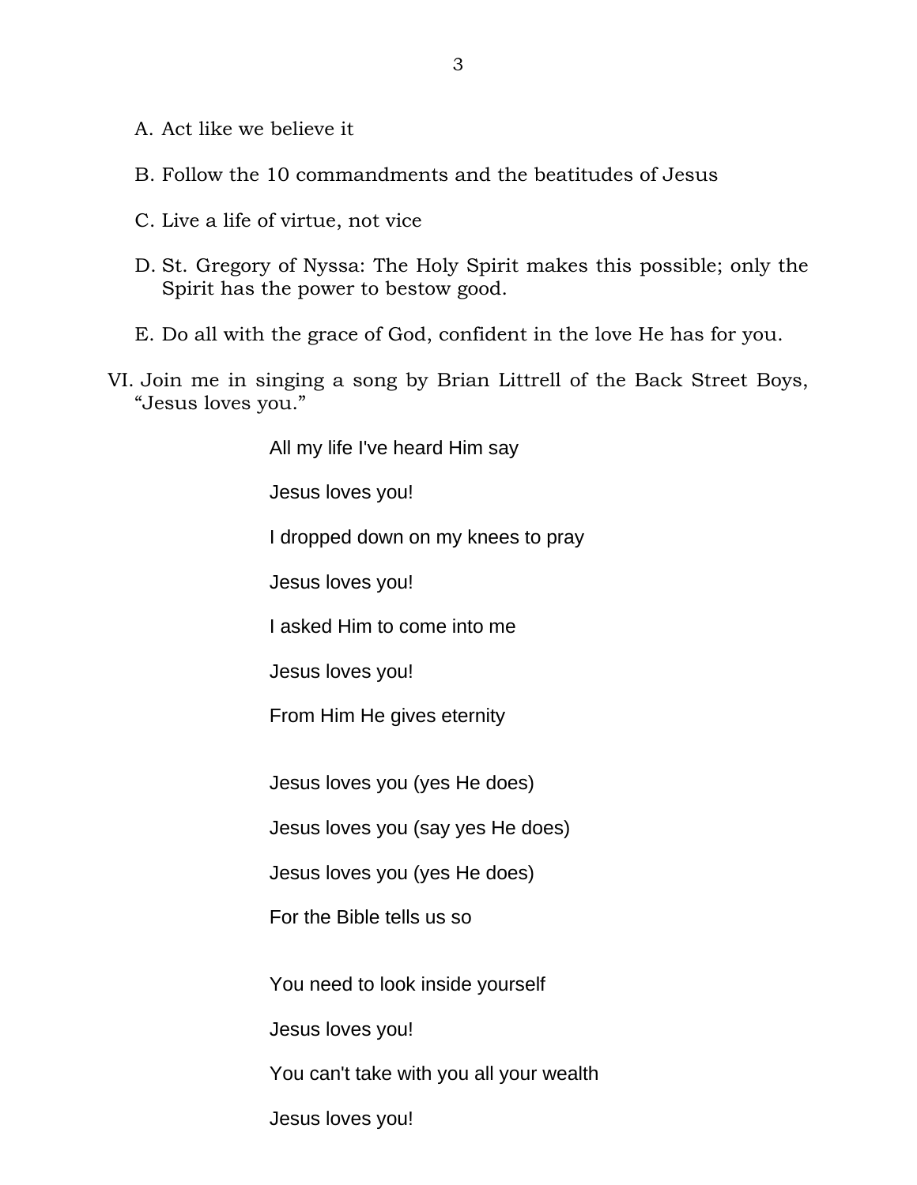A. Act like we believe it

B. Follow the 10 commandments and the beatitudes of Jesus

C. Live a life of virtue, not vice

D. St. Gregory of Nyssa: The Holy Spirit makes this possible; only the Spirit has the power to bestow good.

E. Do all with the grace of God, confident in the love He has for you.

VI. Join me in singing a song by Brian Littrell of the Back Street Boys, "Jesus loves you."

> All my life I've heard Him say
>
> Jesus loves you!
>
> I dropped down on my knees to pray
>
> Jesus loves you!
>
> I asked Him to come into me
>
> Jesus loves you!
>
> From Him He gives eternity
>
> Jesus loves you (yes He does)
>
> Jesus loves you (say yes He does)
>
> Jesus loves you (yes He does)
>
> For the Bible tells us so
>
> You need to look inside yourself
>
> Jesus loves you!
>
> You can't take with you all your wealth
>
> Jesus loves you!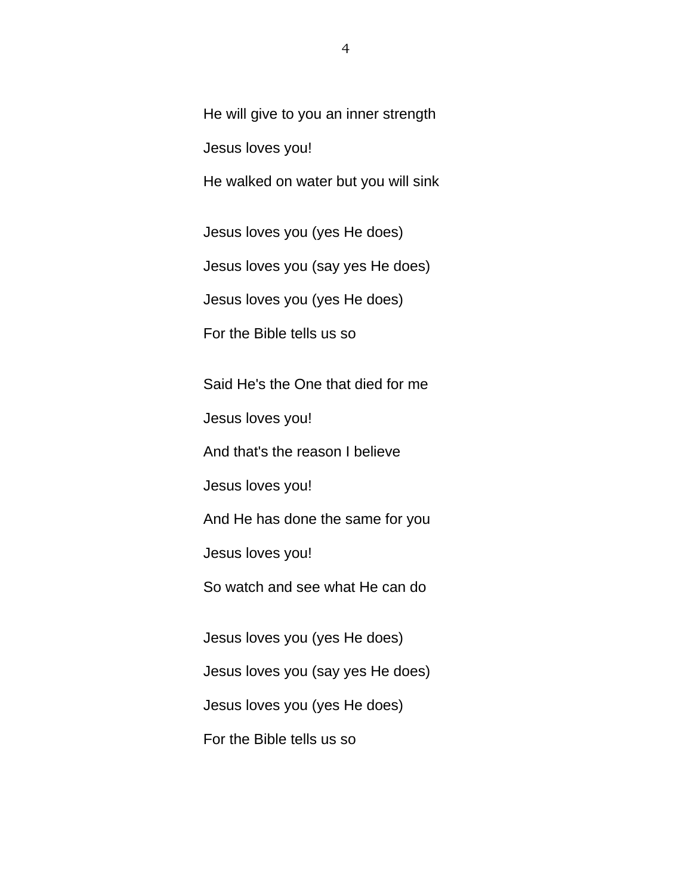He will give to you an inner strength

Jesus loves you!

He walked on water but you will sink

Jesus loves you (yes He does)

Jesus loves you (say yes He does)

Jesus loves you (yes He does)

For the Bible tells us so

Said He's the One that died for me

Jesus loves you!

And that's the reason I believe

Jesus loves you!

And He has done the same for you

Jesus loves you!

So watch and see what He can do

Jesus loves you (yes He does)

Jesus loves you (say yes He does)

Jesus loves you (yes He does)

For the Bible tells us so